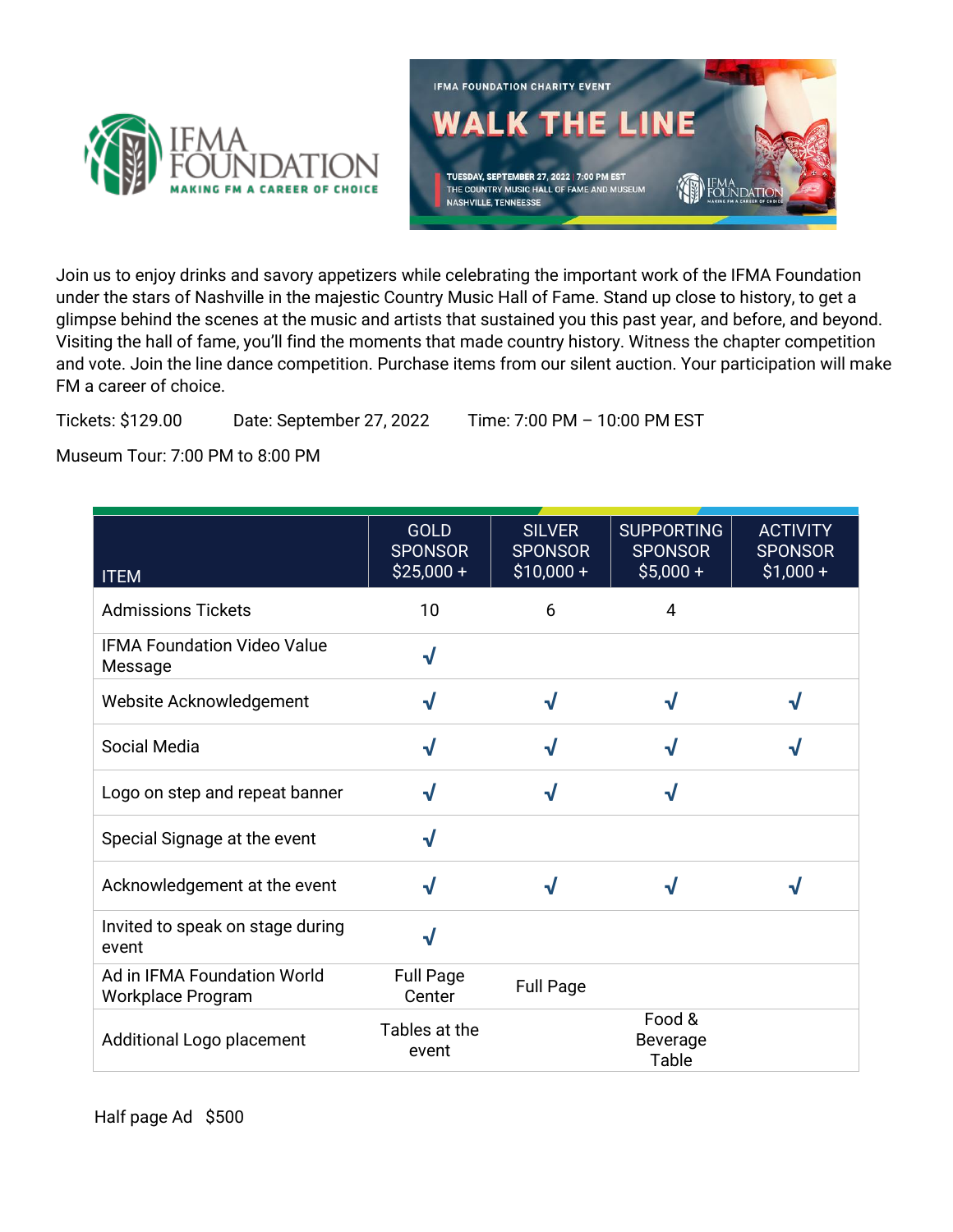IFMA FOUNDATION
MAKING FM A CAREER OF CHOICE

IFMA FOUNDATION CHARITY EVENT

# WALK THE LINE

TUESDAY, SEPTEMBER 27, 2022 | 7:00 PM EST
THE COUNTRY MUSIC HALL OF FAME AND MUSEUM
NASHVILLE, TENNEESSE

Join us to enjoy drinks and savory appetizers while celebrating the important work of the IFMA Foundation under the stars of Nashville in the majestic Country Music Hall of Fame. Stand up close to history, to get a glimpse behind the scenes at the music and artists that sustained you this past year, and before, and beyond. Visiting the hall of fame, you'll find the moments that made country history. Witness the chapter competition and vote. Join the line dance competition. Purchase items from our silent auction. Your participation will make FM a career of choice.

Tickets: $129.00    Date: September 27, 2022    Time: 7:00 PM – 10:00 PM EST

Museum Tour: 7:00 PM to 8:00 PM

| ITEM | GOLD SPONSOR $25,000 + | SILVER SPONSOR $10,000 + | SUPPORTING SPONSOR $5,000 + | ACTIVITY SPONSOR $1,000 + |
|---|---|---|---|---|
| Admissions Tickets | 10 | 6 | 4 | |
| IFMA Foundation Video Value Message | √ | | | |
| Website Acknowledgement | √ | √ | √ | √ |
| Social Media | √ | √ | √ | √ |
| Logo on step and repeat banner | √ | √ | √ | |
| Special Signage at the event | √ | | | |
| Acknowledgement at the event | √ | √ | √ | √ |
| Invited to speak on stage during event | √ | | | |
| Ad in IFMA Foundation World Workplace Program | Full Page Center | Full Page | | |
| Additional Logo placement | Tables at the event | | Food & Beverage Table | |

Half page Ad   $500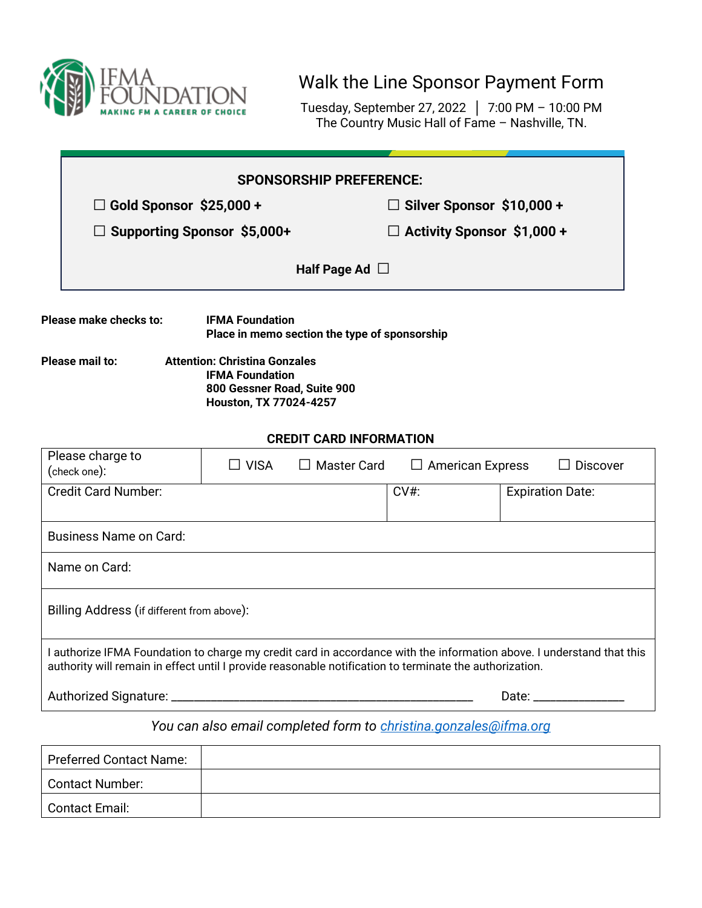IFMA FOUNDATION
MAKING FM A CAREER OF CHOICE

# Walk the Line Sponsor Payment Form

Tuesday, September 27, 2022 | 7:00 PM – 10:00 PM
The Country Music Hall of Fame – Nashville, TN.

**SPONSORSHIP PREFERENCE:**

☐ **Gold Sponsor $25,000 +**

☐ **Silver Sponsor $10,000 +**

☐ **Supporting Sponsor $5,000+**

☐ **Activity Sponsor $1,000 +**

**Half Page Ad** ☐

**Please make checks to:** **IFMA Foundation**
**Place in memo section the type of sponsorship**

**Please mail to:** **Attention: Christina Gonzales**
**IFMA Foundation**
**800 Gessner Road, Suite 900**
**Houston, TX 77024-4257**

**CREDIT CARD INFORMATION**

| | | | |
|---|---|---|---|
| Please charge to (check one): | ☐ VISA ☐ Master Card ☐ American Express ☐ Discover | | |
| Credit Card Number: | | CV#: | Expiration Date: |
| Business Name on Card: | | | |
| Name on Card: | | | |
| Billing Address (if different from above): | | | |
| I authorize IFMA Foundation to charge my credit card in accordance with the information above. I understand that this authority will remain in effect until I provide reasonable notification to terminate the authorization. | | | |
| Authorized Signature: ______________________________ | | | Date: ____________ |

*You can also email completed form to christina.gonzales@ifma.org*

| | |
|---|---|
| Preferred Contact Name: | |
| Contact Number: | |
| Contact Email: | |